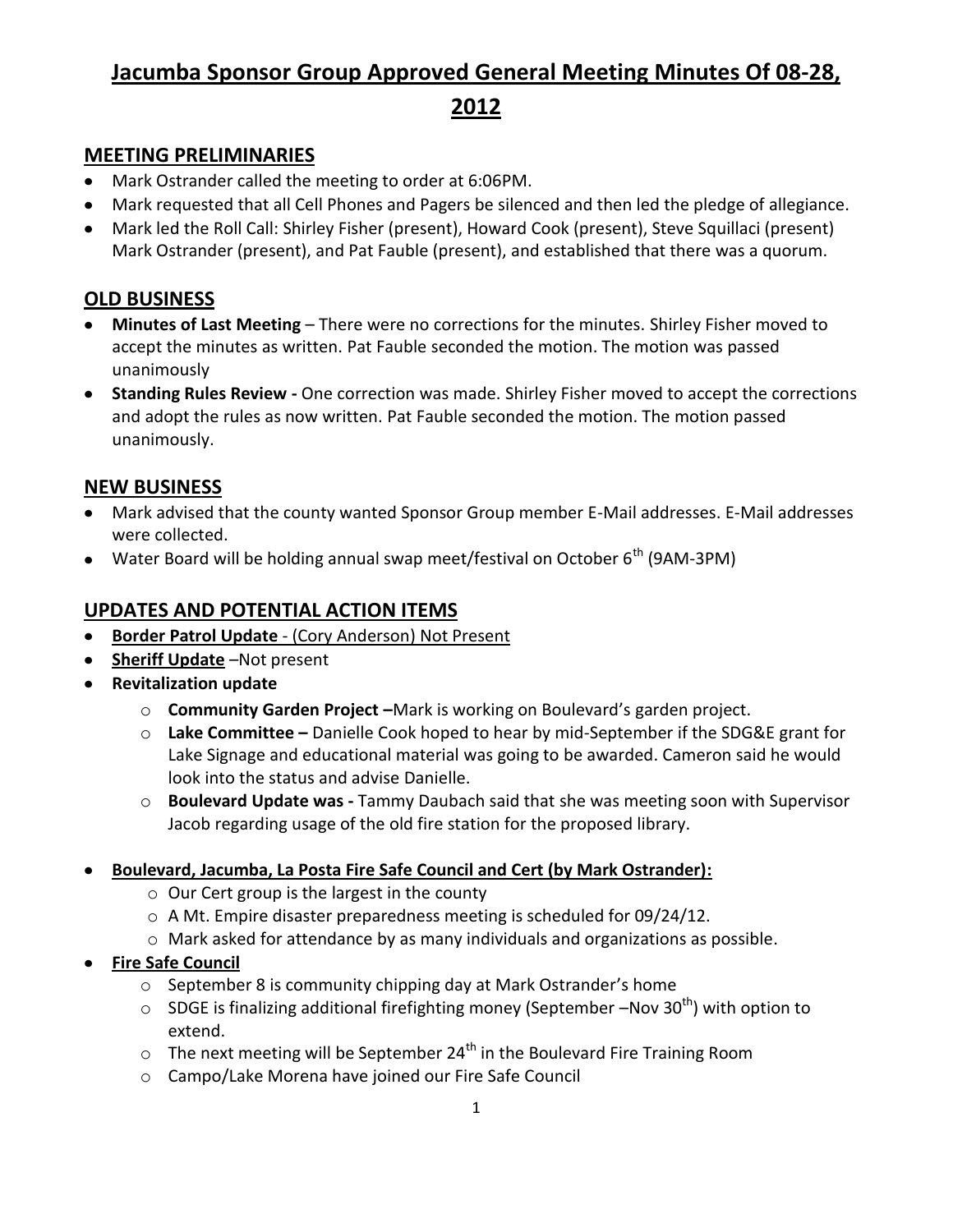# Jacumba Sponsor Group Approved General Meeting Minutes Of 08-28, 2012

## MEETING PRELIMINARIES

- Mark Ostrander called the meeting to order at 6:06PM.
- Mark requested that all Cell Phones and Pagers be silenced and then led the pledge of allegiance.
- Mark led the Roll Call: Shirley Fisher (present), Howard Cook (present), Steve Squillaci (present) Mark Ostrander (present), and Pat Fauble (present), and established that there was a quorum.

## OLD BUSINESS

- **Minutes of Last Meeting** – There were no corrections for the minutes. Shirley Fisher moved to accept the minutes as written. Pat Fauble seconded the motion. The motion was passed unanimously
- **Standing Rules Review -** One correction was made. Shirley Fisher moved to accept the corrections and adopt the rules as now written. Pat Fauble seconded the motion. The motion passed unanimously.

## NEW BUSINESS

- Mark advised that the county wanted Sponsor Group member E-Mail addresses. E-Mail addresses were collected.
- Water Board will be holding annual swap meet/festival on October 6th (9AM-3PM)

## UPDATES AND POTENTIAL ACTION ITEMS

- **Border Patrol Update** - (Cory Anderson) Not Present
- **Sheriff Update** –Not present
- **Revitalization update**
  - **Community Garden Project –**Mark is working on Boulevard's garden project.
  - **Lake Committee –** Danielle Cook hoped to hear by mid-September if the SDG&E grant for Lake Signage and educational material was going to be awarded. Cameron said he would look into the status and advise Danielle.
  - **Boulevard Update was -** Tammy Daubach said that she was meeting soon with Supervisor Jacob regarding usage of the old fire station for the proposed library.
- **Boulevard, Jacumba, La Posta Fire Safe Council and Cert (by Mark Ostrander):**
  - Our Cert group is the largest in the county
  - A Mt. Empire disaster preparedness meeting is scheduled for 09/24/12.
  - Mark asked for attendance by as many individuals and organizations as possible.
- **Fire Safe Council**
  - September 8 is community chipping day at Mark Ostrander's home
  - SDGE is finalizing additional firefighting money (September –Nov 30th) with option to extend.
  - The next meeting will be September 24th in the Boulevard Fire Training Room
  - Campo/Lake Morena have joined our Fire Safe Council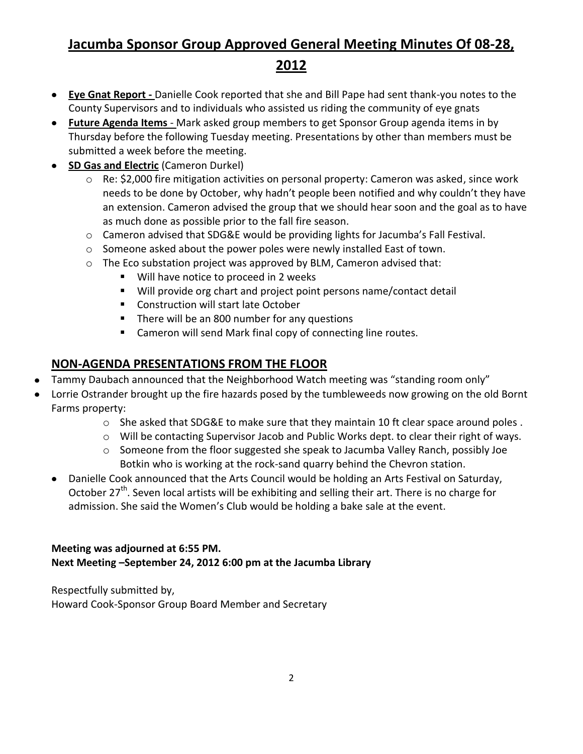# Jacumba Sponsor Group Approved General Meeting Minutes Of 08-28, 2012

- **Eye Gnat Report -** Danielle Cook reported that she and Bill Pape had sent thank-you notes to the County Supervisors and to individuals who assisted us riding the community of eye gnats
- **Future Agenda Items** - Mark asked group members to get Sponsor Group agenda items in by Thursday before the following Tuesday meeting. Presentations by other than members must be submitted a week before the meeting.
- **SD Gas and Electric** (Cameron Durkel)
  - Re: $2,000 fire mitigation activities on personal property: Cameron was asked, since work needs to be done by October, why hadn't people been notified and why couldn't they have an extension. Cameron advised the group that we should hear soon and the goal as to have as much done as possible prior to the fall fire season.
  - Cameron advised that SDG&E would be providing lights for Jacumba's Fall Festival.
  - Someone asked about the power poles were newly installed East of town.
  - The Eco substation project was approved by BLM, Cameron advised that:
    - Will have notice to proceed in 2 weeks
    - Will provide org chart and project point persons name/contact detail
    - Construction will start late October
    - There will be an 800 number for any questions
    - Cameron will send Mark final copy of connecting line routes.

## NON-AGENDA PRESENTATIONS FROM THE FLOOR

- Tammy Daubach announced that the Neighborhood Watch meeting was "standing room only"
- Lorrie Ostrander brought up the fire hazards posed by the tumbleweeds now growing on the old Bornt Farms property:
  - She asked that SDG&E to make sure that they maintain 10 ft clear space around poles .
  - Will be contacting Supervisor Jacob and Public Works dept. to clear their right of ways.
  - Someone from the floor suggested she speak to Jacumba Valley Ranch, possibly Joe Botkin who is working at the rock-sand quarry behind the Chevron station.
- Danielle Cook announced that the Arts Council would be holding an Arts Festival on Saturday, October 27th. Seven local artists will be exhibiting and selling their art. There is no charge for admission. She said the Women's Club would be holding a bake sale at the event.

**Meeting was adjourned at 6:55 PM.**
**Next Meeting –September 24, 2012 6:00 pm at the Jacumba Library**

Respectfully submitted by,
Howard Cook-Sponsor Group Board Member and Secretary